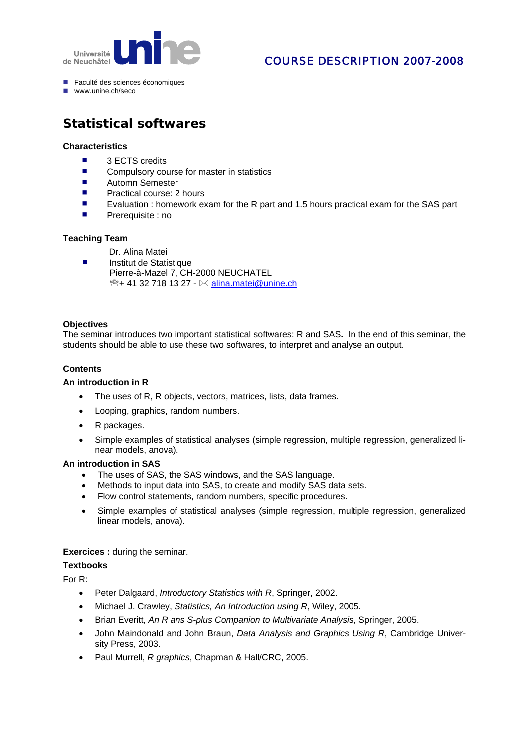Université de Neuchâtel **unine**

COURSE DESCRIPTION 2007-2008

- Faculté des sciences économiques
- www.unine.ch/seco

# Statistical softwares

### Characteristics

- 3 ECTS credits
- Compulsory course for master in statistics
- Automn Semester
- Practical course: 2 hours
- Evaluation : homework exam for the R part and 1.5 hours practical exam for the SAS part
- Prerequisite : no

### Teaching Team

- Dr. Alina Matei
  Institut de Statistique
  Pierre-à-Mazel 7, CH-2000 NEUCHATEL
  ☏+ 41 32 718 13 27 - ✉ alina.matei@unine.ch

### Objectives

The seminar introduces two important statistical softwares: R and SAS**.** In the end of this seminar, the students should be able to use these two softwares, to interpret and analyse an output.

### Contents

**An introduction in R**

- The uses of R, R objects, vectors, matrices, lists, data frames.
- Looping, graphics, random numbers.
- R packages.
- Simple examples of statistical analyses (simple regression, multiple regression, generalized linear models, anova).

**An introduction in SAS**

- The uses of SAS, the SAS windows, and the SAS language.
- Methods to input data into SAS, to create and modify SAS data sets.
- Flow control statements, random numbers, specific procedures.
- Simple examples of statistical analyses (simple regression, multiple regression, generalized linear models, anova).

**Exercices :** during the seminar.

**Textbooks**

For R:

- Peter Dalgaard, *Introductory Statistics with R*, Springer, 2002.
- Michael J. Crawley, *Statistics, An Introduction using R*, Wiley, 2005.
- Brian Everitt, *An R ans S-plus Companion to Multivariate Analysis*, Springer, 2005.
- John Maindonald and John Braun, *Data Analysis and Graphics Using R*, Cambridge University Press, 2003.
- Paul Murrell, *R graphics*, Chapman & Hall/CRC, 2005.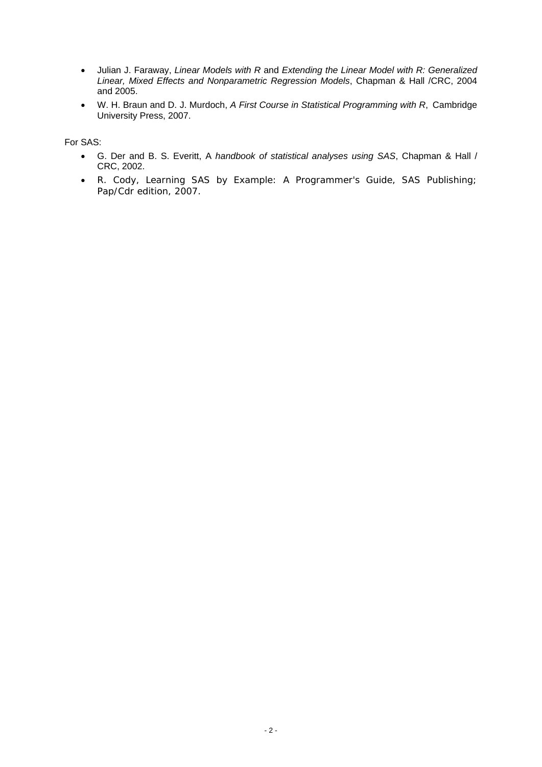- Julian J. Faraway, *Linear Models with R* and *Extending the Linear Model with R: Generalized Linear, Mixed Effects and Nonparametric Regression Models*, Chapman & Hall /CRC, 2004 and 2005.
- W. H. Braun and D. J. Murdoch, *A First Course in Statistical Programming with R*, Cambridge University Press, 2007.

For SAS:

- G. Der and B. S. Everitt, A *handbook of statistical analyses using SAS*, Chapman & Hall / CRC, 2002.
- R. Cody, Learning SAS by Example: A Programmer's Guide, SAS Publishing; Pap/Cdr edition, 2007.